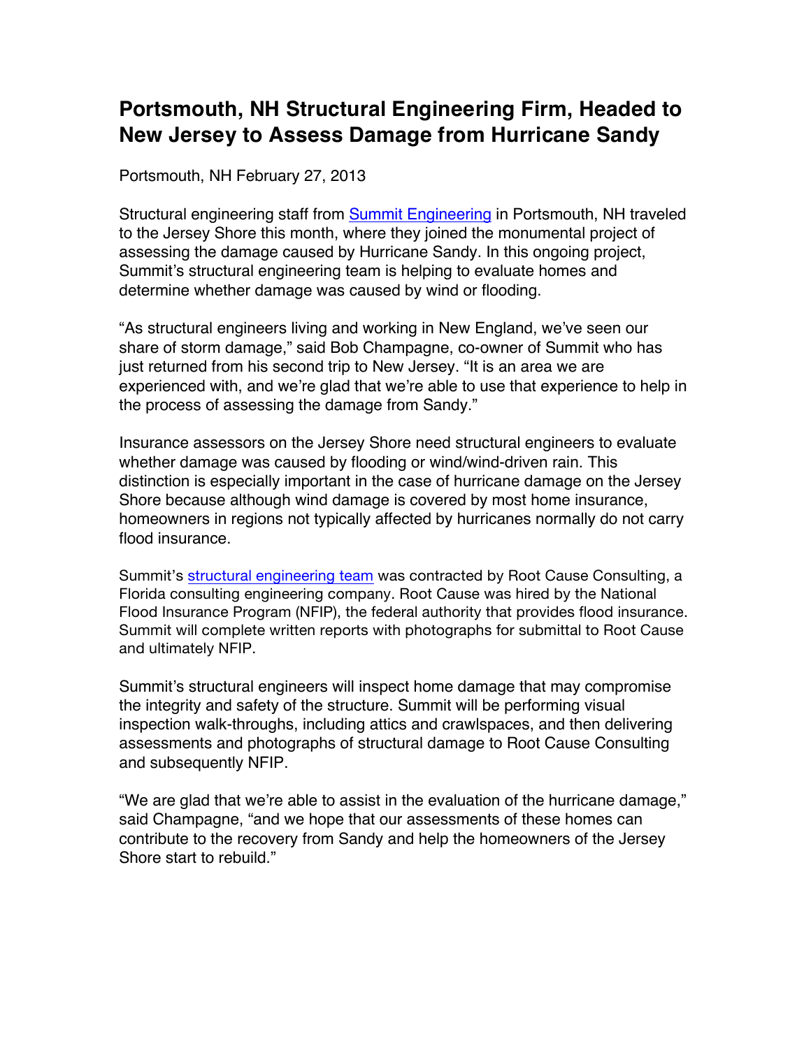# Portsmouth, NH Structural Engineering Firm, Headed to New Jersey to Assess Damage from Hurricane Sandy

Portsmouth, NH February 27, 2013

Structural engineering staff from [Summit Engineering](#) in Portsmouth, NH traveled to the Jersey Shore this month, where they joined the monumental project of assessing the damage caused by Hurricane Sandy. In this ongoing project, Summit's structural engineering team is helping to evaluate homes and determine whether damage was caused by wind or flooding.

"As structural engineers living and working in New England, we've seen our share of storm damage," said Bob Champagne, co-owner of Summit who has just returned from his second trip to New Jersey. "It is an area we are experienced with, and we're glad that we're able to use that experience to help in the process of assessing the damage from Sandy."

Insurance assessors on the Jersey Shore need structural engineers to evaluate whether damage was caused by flooding or wind/wind-driven rain. This distinction is especially important in the case of hurricane damage on the Jersey Shore because although wind damage is covered by most home insurance, homeowners in regions not typically affected by hurricanes normally do not carry flood insurance.

Summit's [structural engineering team](#) was contracted by Root Cause Consulting, a Florida consulting engineering company. Root Cause was hired by the National Flood Insurance Program (NFIP), the federal authority that provides flood insurance. Summit will complete written reports with photographs for submittal to Root Cause and ultimately NFIP.

Summit's structural engineers will inspect home damage that may compromise the integrity and safety of the structure. Summit will be performing visual inspection walk-throughs, including attics and crawlspaces, and then delivering assessments and photographs of structural damage to Root Cause Consulting and subsequently NFIP.

"We are glad that we're able to assist in the evaluation of the hurricane damage," said Champagne, "and we hope that our assessments of these homes can contribute to the recovery from Sandy and help the homeowners of the Jersey Shore start to rebuild."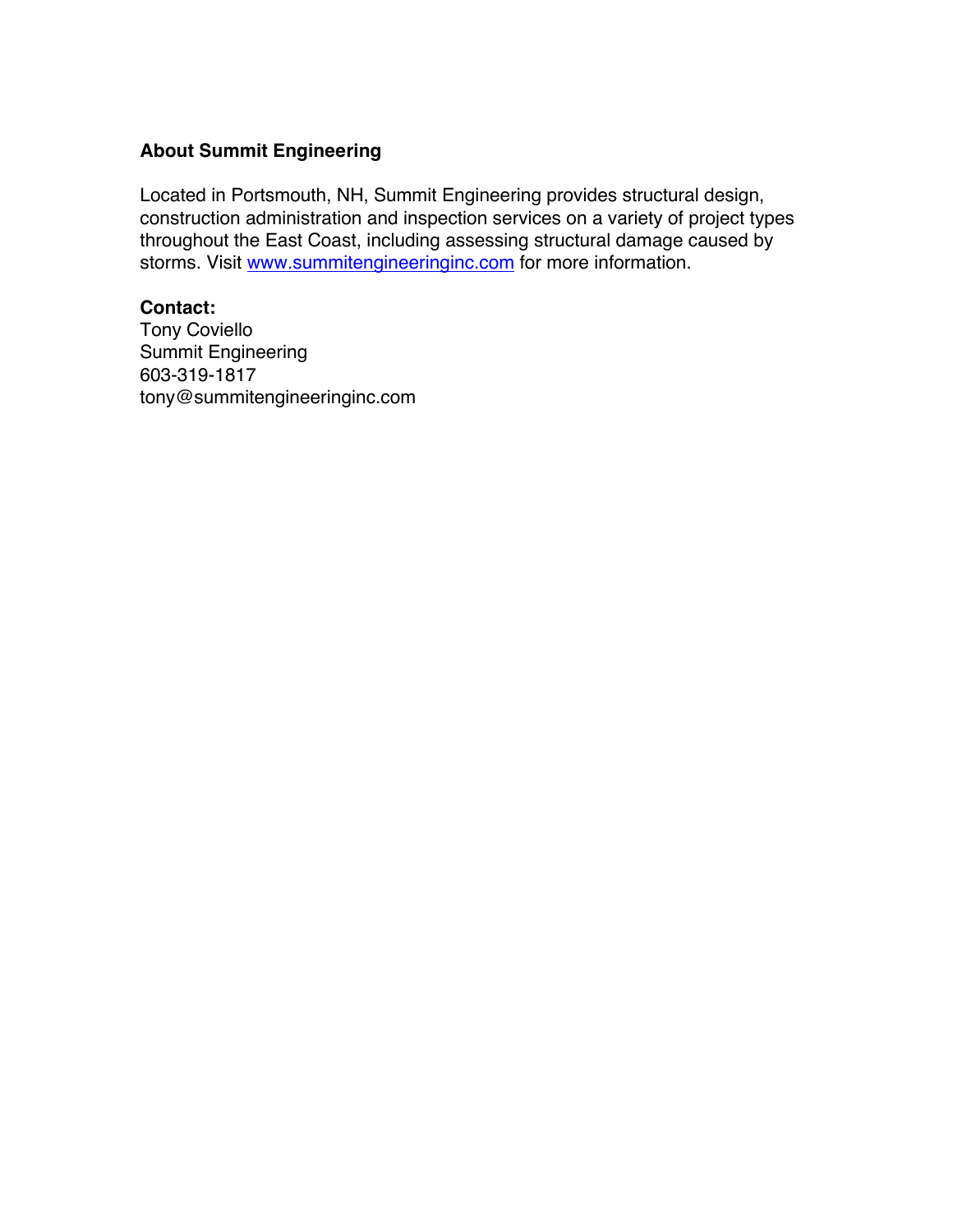**About Summit Engineering**

Located in Portsmouth, NH, Summit Engineering provides structural design, construction administration and inspection services on a variety of project types throughout the East Coast, including assessing structural damage caused by storms. Visit [www.summitengineeringinc.com](http://www.summitengineeringinc.com) for more information.

**Contact:**
Tony Coviello
Summit Engineering
603-319-1817
tony@summitengineeringinc.com